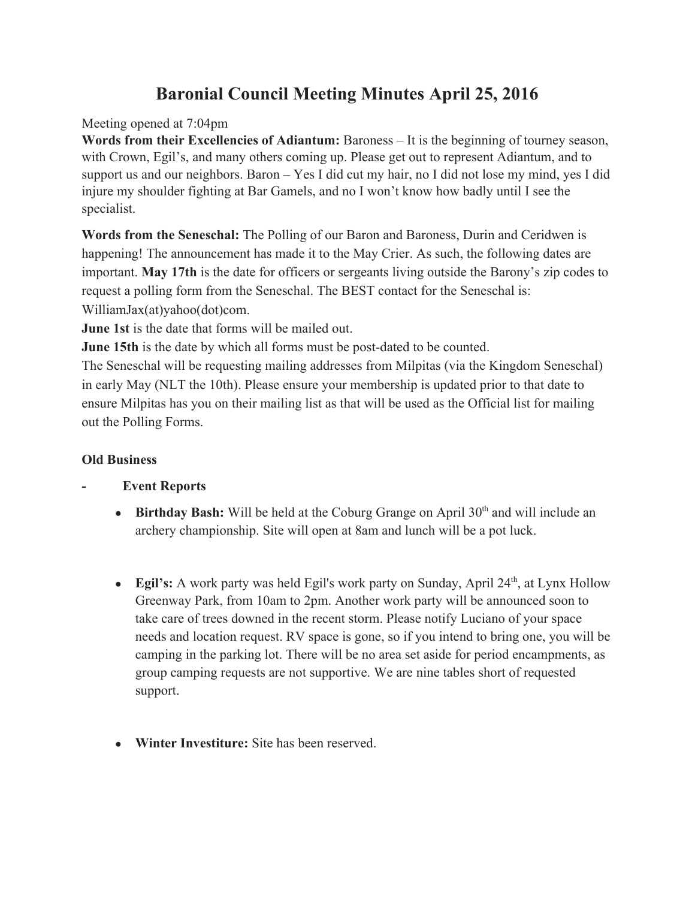# Baronial Council Meeting Minutes April 25, 2016

Meeting opened at 7:04pm

**Words from their Excellencies of Adiantum:** Baroness – It is the beginning of tourney season, with Crown, Egil's, and many others coming up. Please get out to represent Adiantum, and to support us and our neighbors. Baron – Yes I did cut my hair, no I did not lose my mind, yes I did injure my shoulder fighting at Bar Gamels, and no I won't know how badly until I see the specialist.

**Words from the Seneschal:** The Polling of our Baron and Baroness, Durin and Ceridwen is happening! The announcement has made it to the May Crier. As such, the following dates are important. **May 17th** is the date for officers or sergeants living outside the Barony's zip codes to request a polling form from the Seneschal. The BEST contact for the Seneschal is: WilliamJax(at)yahoo(dot)com.

**June 1st** is the date that forms will be mailed out.

**June 15th** is the date by which all forms must be post-dated to be counted.

The Seneschal will be requesting mailing addresses from Milpitas (via the Kingdom Seneschal) in early May (NLT the 10th). Please ensure your membership is updated prior to that date to ensure Milpitas has you on their mailing list as that will be used as the Official list for mailing out the Polling Forms.

**Old Business**

- **Event Reports**
  - **Birthday Bash:** Will be held at the Coburg Grange on April 30th and will include an archery championship. Site will open at 8am and lunch will be a pot luck.
  - **Egil's:** A work party was held Egil's work party on Sunday, April 24th, at Lynx Hollow Greenway Park, from 10am to 2pm. Another work party will be announced soon to take care of trees downed in the recent storm. Please notify Luciano of your space needs and location request. RV space is gone, so if you intend to bring one, you will be camping in the parking lot. There will be no area set aside for period encampments, as group camping requests are not supportive. We are nine tables short of requested support.
  - **Winter Investiture:** Site has been reserved.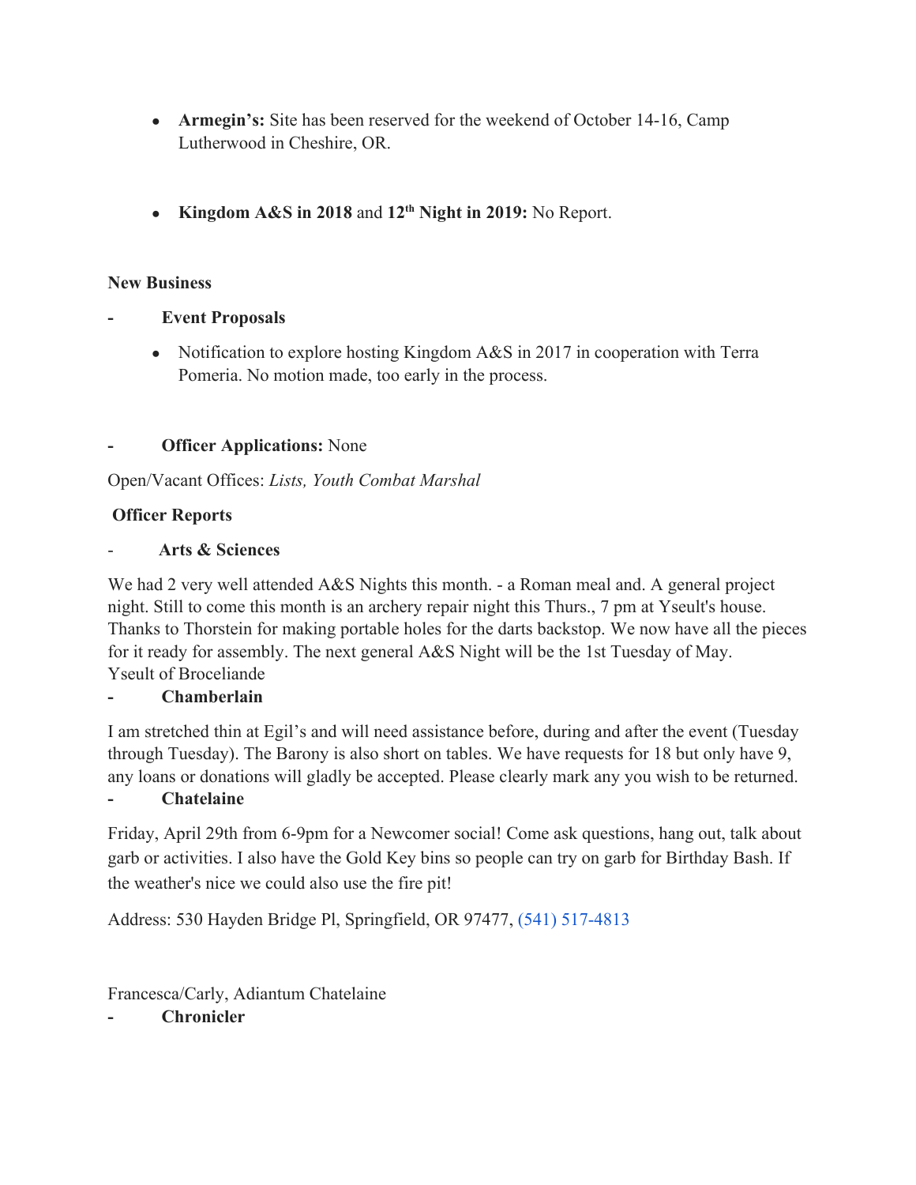- **Armegin's:** Site has been reserved for the weekend of October 14-16, Camp Lutherwood in Cheshire, OR.

- **Kingdom A&S in 2018** and **12th Night in 2019:** No Report.

**New Business**

- **Event Proposals**

  - Notification to explore hosting Kingdom A&S in 2017 in cooperation with Terra Pomeria. No motion made, too early in the process.

- **Officer Applications:** None

Open/Vacant Offices: *Lists, Youth Combat Marshal*

**Officer Reports**

- **Arts & Sciences**

We had 2 very well attended A&S Nights this month. - a Roman meal and. A general project night. Still to come this month is an archery repair night this Thurs., 7 pm at Yseult's house. Thanks to Thorstein for making portable holes for the darts backstop. We now have all the pieces for it ready for assembly. The next general A&S Night will be the 1st Tuesday of May.
Yseult of Broceliande

- **Chamberlain**

I am stretched thin at Egil's and will need assistance before, during and after the event (Tuesday through Tuesday). The Barony is also short on tables. We have requests for 18 but only have 9, any loans or donations will gladly be accepted. Please clearly mark any you wish to be returned.

- **Chatelaine**

Friday, April 29th from 6-9pm for a Newcomer social! Come ask questions, hang out, talk about garb or activities. I also have the Gold Key bins so people can try on garb for Birthday Bash. If the weather's nice we could also use the fire pit!

Address: 530 Hayden Bridge Pl, Springfield, OR 97477, (541) 517-4813

Francesca/Carly, Adiantum Chatelaine

- **Chronicler**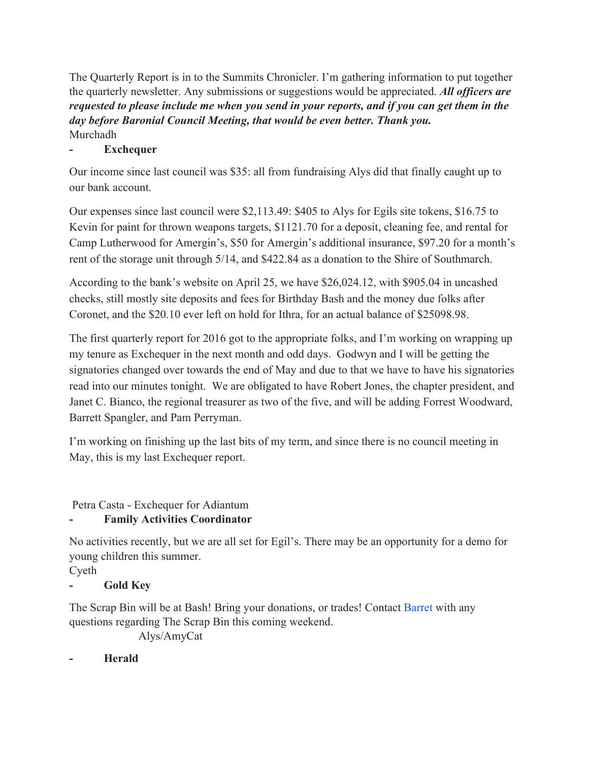The Quarterly Report is in to the Summits Chronicler. I'm gathering information to put together the quarterly newsletter. Any submissions or suggestions would be appreciated. ***All officers are requested to please include me when you send in your reports, and if you can get them in the day before Baronial Council Meeting, that would be even better. Thank you.***
Murchadh

- **Exchequer**

Our income since last council was $35: all from fundraising Alys did that finally caught up to our bank account.

Our expenses since last council were $2,113.49: $405 to Alys for Egils site tokens, $16.75 to Kevin for paint for thrown weapons targets, $1121.70 for a deposit, cleaning fee, and rental for Camp Lutherwood for Amergin's, $50 for Amergin's additional insurance, $97.20 for a month's rent of the storage unit through 5/14, and $422.84 as a donation to the Shire of Southmarch.

According to the bank's website on April 25, we have $26,024.12, with $905.04 in uncashed checks, still mostly site deposits and fees for Birthday Bash and the money due folks after Coronet, and the $20.10 ever left on hold for Ithra, for an actual balance of $25098.98.

The first quarterly report for 2016 got to the appropriate folks, and I'm working on wrapping up my tenure as Exchequer in the next month and odd days. Godwyn and I will be getting the signatories changed over towards the end of May and due to that we have to have his signatories read into our minutes tonight. We are obligated to have Robert Jones, the chapter president, and Janet C. Bianco, the regional treasurer as two of the five, and will be adding Forrest Woodward, Barrett Spangler, and Pam Perryman.

I'm working on finishing up the last bits of my term, and since there is no council meeting in May, this is my last Exchequer report.

Petra Casta - Exchequer for Adiantum

- **Family Activities Coordinator**

No activities recently, but we are all set for Egil's. There may be an opportunity for a demo for young children this summer.
Cyeth

- **Gold Key**

The Scrap Bin will be at Bash! Bring your donations, or trades! Contact Barret with any questions regarding The Scrap Bin this coming weekend.
Alys/AmyCat

- **Herald**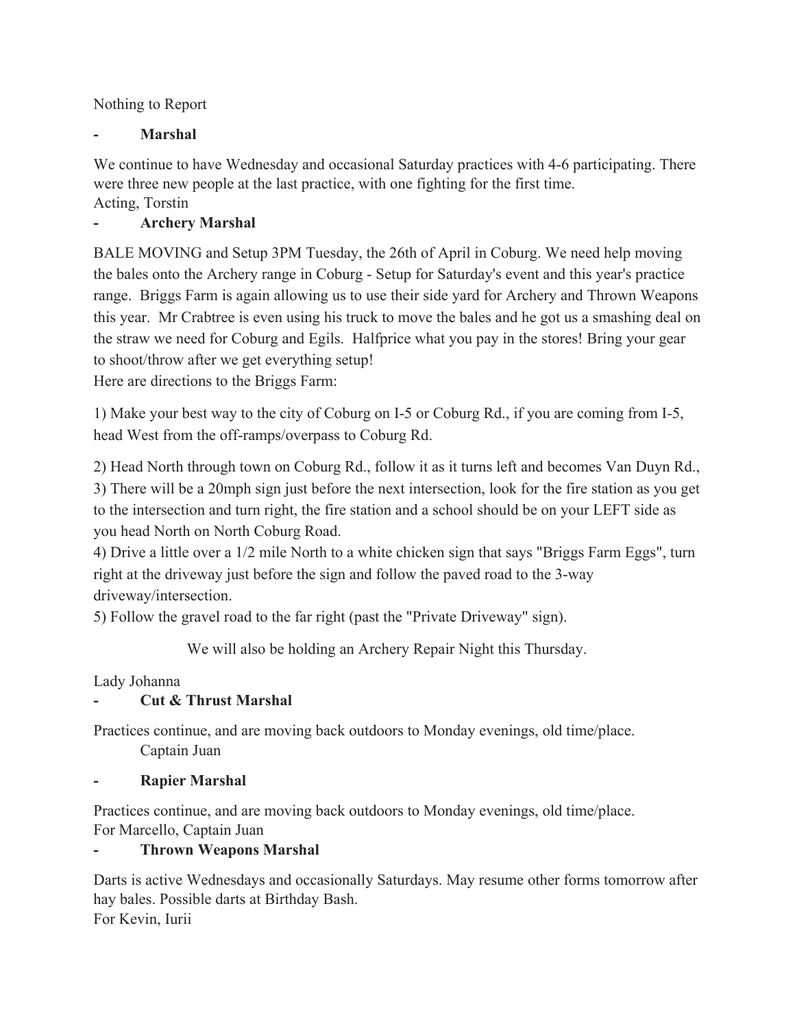Nothing to Report

- **Marshal**

We continue to have Wednesday and occasional Saturday practices with 4-6 participating. There were three new people at the last practice, with one fighting for the first time.
Acting, Torstin

- **Archery Marshal**

BALE MOVING and Setup 3PM Tuesday, the 26th of April in Coburg. We need help moving the bales onto the Archery range in Coburg - Setup for Saturday's event and this year's practice range. Briggs Farm is again allowing us to use their side yard for Archery and Thrown Weapons this year. Mr Crabtree is even using his truck to move the bales and he got us a smashing deal on the straw we need for Coburg and Egils. Halfprice what you pay in the stores! Bring your gear to shoot/throw after we get everything setup!
Here are directions to the Briggs Farm:

1) Make your best way to the city of Coburg on I-5 or Coburg Rd., if you are coming from I-5, head West from the off-ramps/overpass to Coburg Rd.

2) Head North through town on Coburg Rd., follow it as it turns left and becomes Van Duyn Rd.,
3) There will be a 20mph sign just before the next intersection, look for the fire station as you get to the intersection and turn right, the fire station and a school should be on your LEFT side as you head North on North Coburg Road.
4) Drive a little over a 1/2 mile North to a white chicken sign that says "Briggs Farm Eggs", turn right at the driveway just before the sign and follow the paved road to the 3-way driveway/intersection.
5) Follow the gravel road to the far right (past the "Private Driveway" sign).

We will also be holding an Archery Repair Night this Thursday.

Lady Johanna

- **Cut & Thrust Marshal**

Practices continue, and are moving back outdoors to Monday evenings, old time/place.
Captain Juan

- **Rapier Marshal**

Practices continue, and are moving back outdoors to Monday evenings, old time/place.
For Marcello, Captain Juan

- **Thrown Weapons Marshal**

Darts is active Wednesdays and occasionally Saturdays. May resume other forms tomorrow after hay bales. Possible darts at Birthday Bash.
For Kevin, Iurii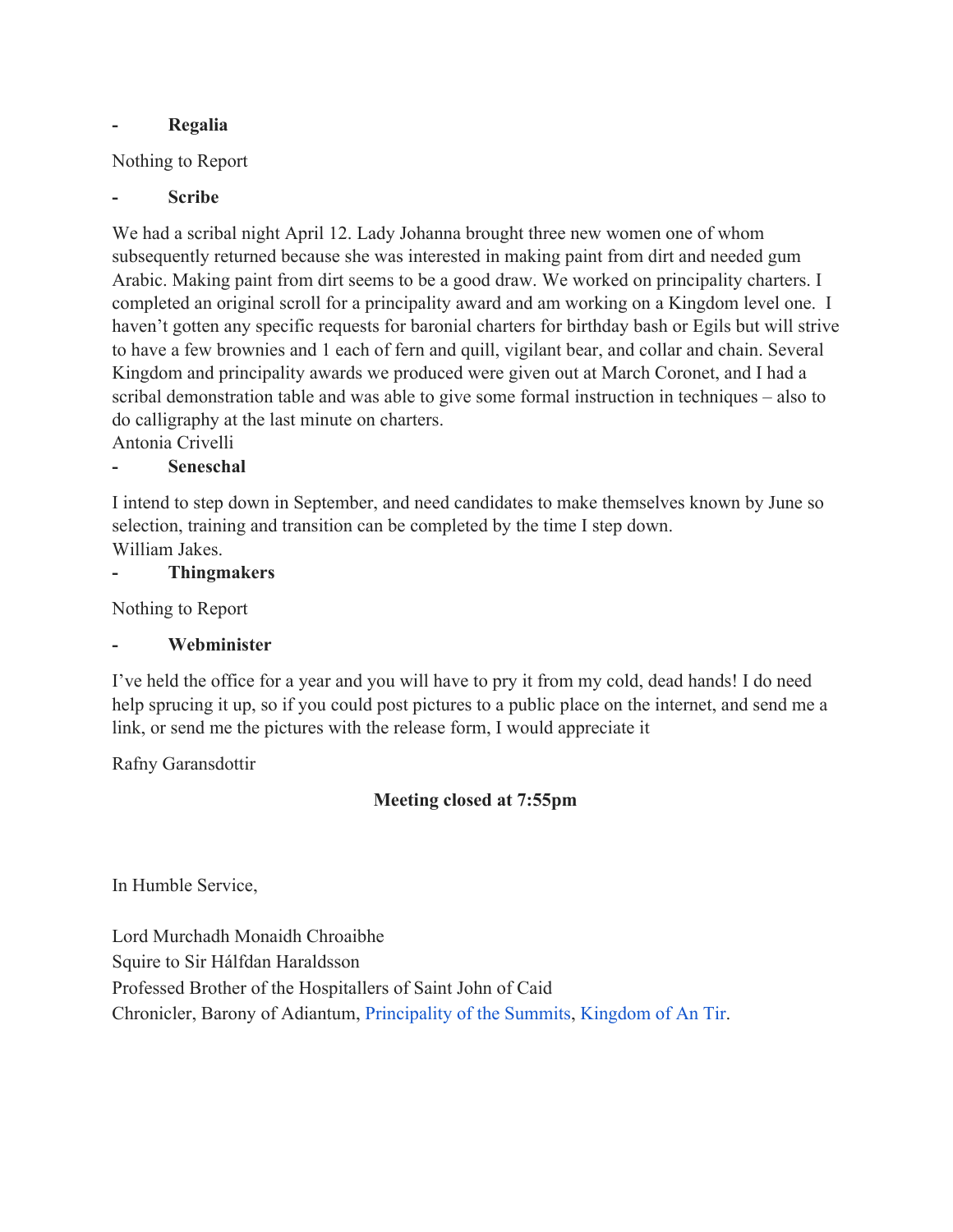- **Regalia**

Nothing to Report

- **Scribe**

We had a scribal night April 12. Lady Johanna brought three new women one of whom subsequently returned because she was interested in making paint from dirt and needed gum Arabic. Making paint from dirt seems to be a good draw. We worked on principality charters. I completed an original scroll for a principality award and am working on a Kingdom level one. I haven't gotten any specific requests for baronial charters for birthday bash or Egils but will strive to have a few brownies and 1 each of fern and quill, vigilant bear, and collar and chain. Several Kingdom and principality awards we produced were given out at March Coronet, and I had a scribal demonstration table and was able to give some formal instruction in techniques – also to do calligraphy at the last minute on charters.
Antonia Crivelli

- **Seneschal**

I intend to step down in September, and need candidates to make themselves known by June so selection, training and transition can be completed by the time I step down.
William Jakes.

- **Thingmakers**

Nothing to Report

- **Webminister**

I've held the office for a year and you will have to pry it from my cold, dead hands! I do need help sprucing it up, so if you could post pictures to a public place on the internet, and send me a link, or send me the pictures with the release form, I would appreciate it

Rafny Garansdottir

**Meeting closed at 7:55pm**

In Humble Service,

Lord Murchadh Monaidh Chroaibhe
Squire to Sir Hálfdan Haraldsson
Professed Brother of the Hospitallers of Saint John of Caid
Chronicler, Barony of Adiantum, Principality of the Summits, Kingdom of An Tir.